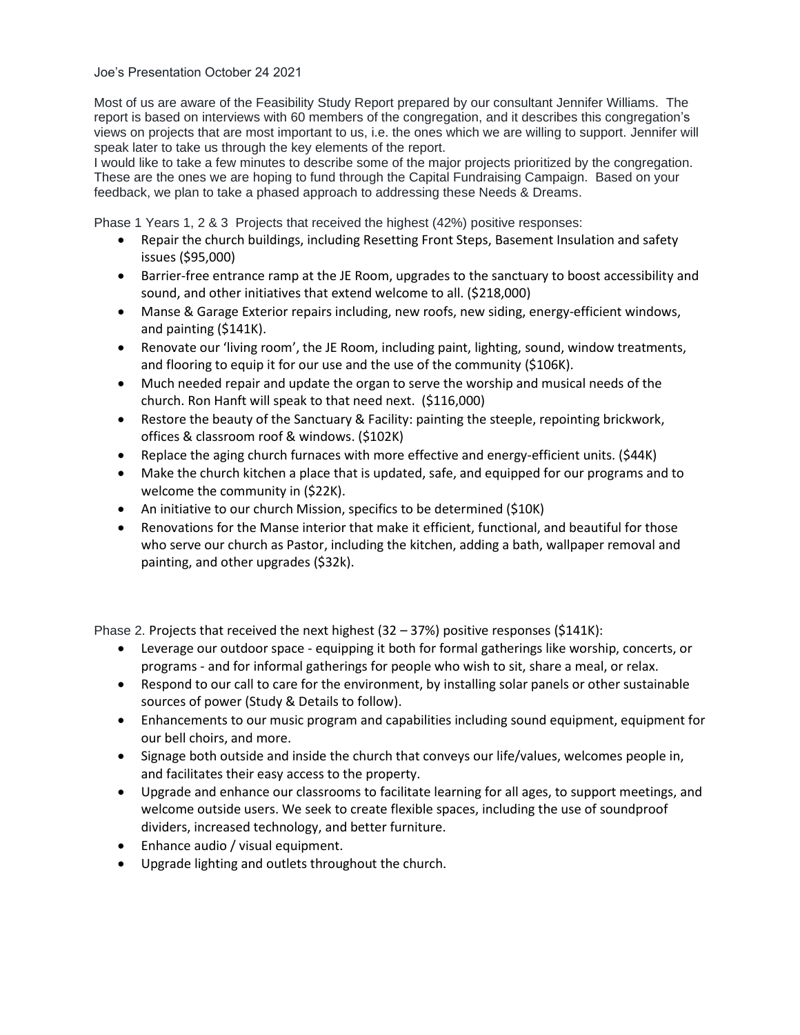Joe's Presentation October 24 2021

Most of us are aware of the Feasibility Study Report prepared by our consultant Jennifer Williams. The report is based on interviews with 60 members of the congregation, and it describes this congregation's views on projects that are most important to us, i.e. the ones which we are willing to support. Jennifer will speak later to take us through the key elements of the report.
I would like to take a few minutes to describe some of the major projects prioritized by the congregation. These are the ones we are hoping to fund through the Capital Fundraising Campaign. Based on your feedback, we plan to take a phased approach to addressing these Needs & Dreams.

Phase 1 Years 1, 2 & 3 Projects that received the highest (42%) positive responses:

- Repair the church buildings, including Resetting Front Steps, Basement Insulation and safety issues ($95,000)
- Barrier-free entrance ramp at the JE Room, upgrades to the sanctuary to boost accessibility and sound, and other initiatives that extend welcome to all. ($218,000)
- Manse & Garage Exterior repairs including, new roofs, new siding, energy-efficient windows, and painting ($141K).
- Renovate our 'living room', the JE Room, including paint, lighting, sound, window treatments, and flooring to equip it for our use and the use of the community ($106K).
- Much needed repair and update the organ to serve the worship and musical needs of the church. Ron Hanft will speak to that need next. ($116,000)
- Restore the beauty of the Sanctuary & Facility: painting the steeple, repointing brickwork, offices & classroom roof & windows. ($102K)
- Replace the aging church furnaces with more effective and energy-efficient units. ($44K)
- Make the church kitchen a place that is updated, safe, and equipped for our programs and to welcome the community in ($22K).
- An initiative to our church Mission, specifics to be determined ($10K)
- Renovations for the Manse interior that make it efficient, functional, and beautiful for those who serve our church as Pastor, including the kitchen, adding a bath, wallpaper removal and painting, and other upgrades ($32k).

Phase 2. Projects that received the next highest (32 – 37%) positive responses ($141K):

- Leverage our outdoor space - equipping it both for formal gatherings like worship, concerts, or programs - and for informal gatherings for people who wish to sit, share a meal, or relax.
- Respond to our call to care for the environment, by installing solar panels or other sustainable sources of power (Study & Details to follow).
- Enhancements to our music program and capabilities including sound equipment, equipment for our bell choirs, and more.
- Signage both outside and inside the church that conveys our life/values, welcomes people in, and facilitates their easy access to the property.
- Upgrade and enhance our classrooms to facilitate learning for all ages, to support meetings, and welcome outside users. We seek to create flexible spaces, including the use of soundproof dividers, increased technology, and better furniture.
- Enhance audio / visual equipment.
- Upgrade lighting and outlets throughout the church.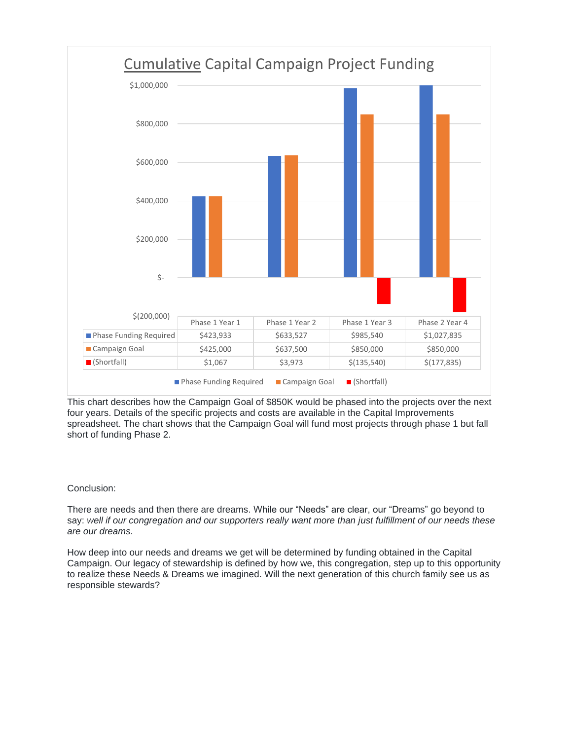Cumulative Capital Campaign Project Funding

$1,000,000
$800,000
$600,000
$400,000
$200,000
$-
$(200,000)

Phase 1 Year 1 | Phase 1 Year 2 | Phase 1 Year 3 | Phase 2 Year 4

Phase Funding Required: $423,933 | $633,527 | $985,540 | $1,027,835

Campaign Goal: $425,000 | $637,500 | $850,000 | $850,000

(Shortfall): $1,067 | $3,973 | $(135,540) | $(177,835)

Phase Funding Required, Campaign Goal, (Shortfall)

This chart describes how the Campaign Goal of $850K would be phased into the projects over the next four years. Details of the specific projects and costs are available in the Capital Improvements spreadsheet. The chart shows that the Campaign Goal will fund most projects through phase 1 but fall short of funding Phase 2.

Conclusion:

There are needs and then there are dreams. While our “Needs” are clear, our “Dreams” go beyond to say: *well if our congregation and our supporters really want more than just fulfillment of our needs these are our dreams*.

How deep into our needs and dreams we get will be determined by funding obtained in the Capital Campaign. Our legacy of stewardship is defined by how we, this congregation, step up to this opportunity to realize these Needs & Dreams we imagined. Will the next generation of this church family see us as responsible stewards?